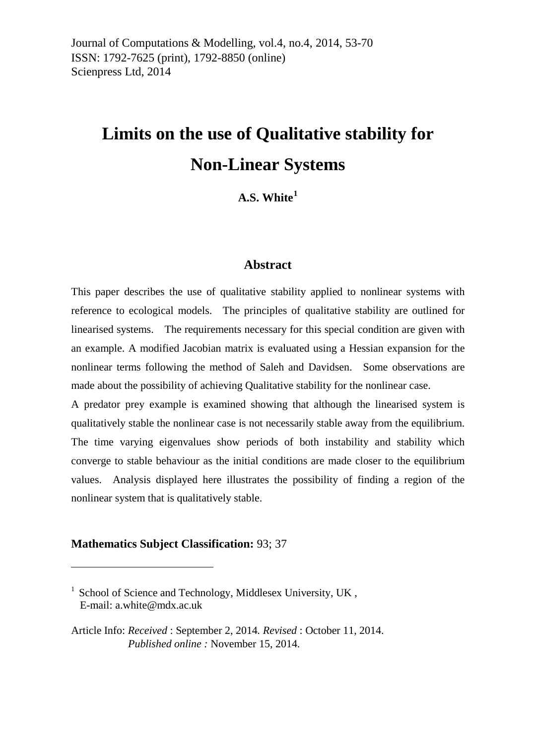Journal of Computations & Modelling, vol.4, no.4, 2014, 53-70
ISSN: 1792-7625 (print), 1792-8850 (online)
Scienpress Ltd, 2014

# Limits on the use of Qualitative stability for Non-Linear Systems

**A.S. White**[1]

## Abstract

This paper describes the use of qualitative stability applied to nonlinear systems with reference to ecological models. The principles of qualitative stability are outlined for linearised systems. The requirements necessary for this special condition are given with an example. A modified Jacobian matrix is evaluated using a Hessian expansion for the nonlinear terms following the method of Saleh and Davidsen. Some observations are made about the possibility of achieving Qualitative stability for the nonlinear case.

A predator prey example is examined showing that although the linearised system is qualitatively stable the nonlinear case is not necessarily stable away from the equilibrium. The time varying eigenvalues show periods of both instability and stability which converge to stable behaviour as the initial conditions are made closer to the equilibrium values. Analysis displayed here illustrates the possibility of finding a region of the nonlinear system that is qualitatively stable.

**Mathematics Subject Classification:** 93; 37

---

[1] School of Science and Technology, Middlesex University, UK, E-mail: a.white@mdx.ac.uk

Article Info: *Received* : September 2, 2014. *Revised* : October 11, 2014. *Published online :* November 15, 2014.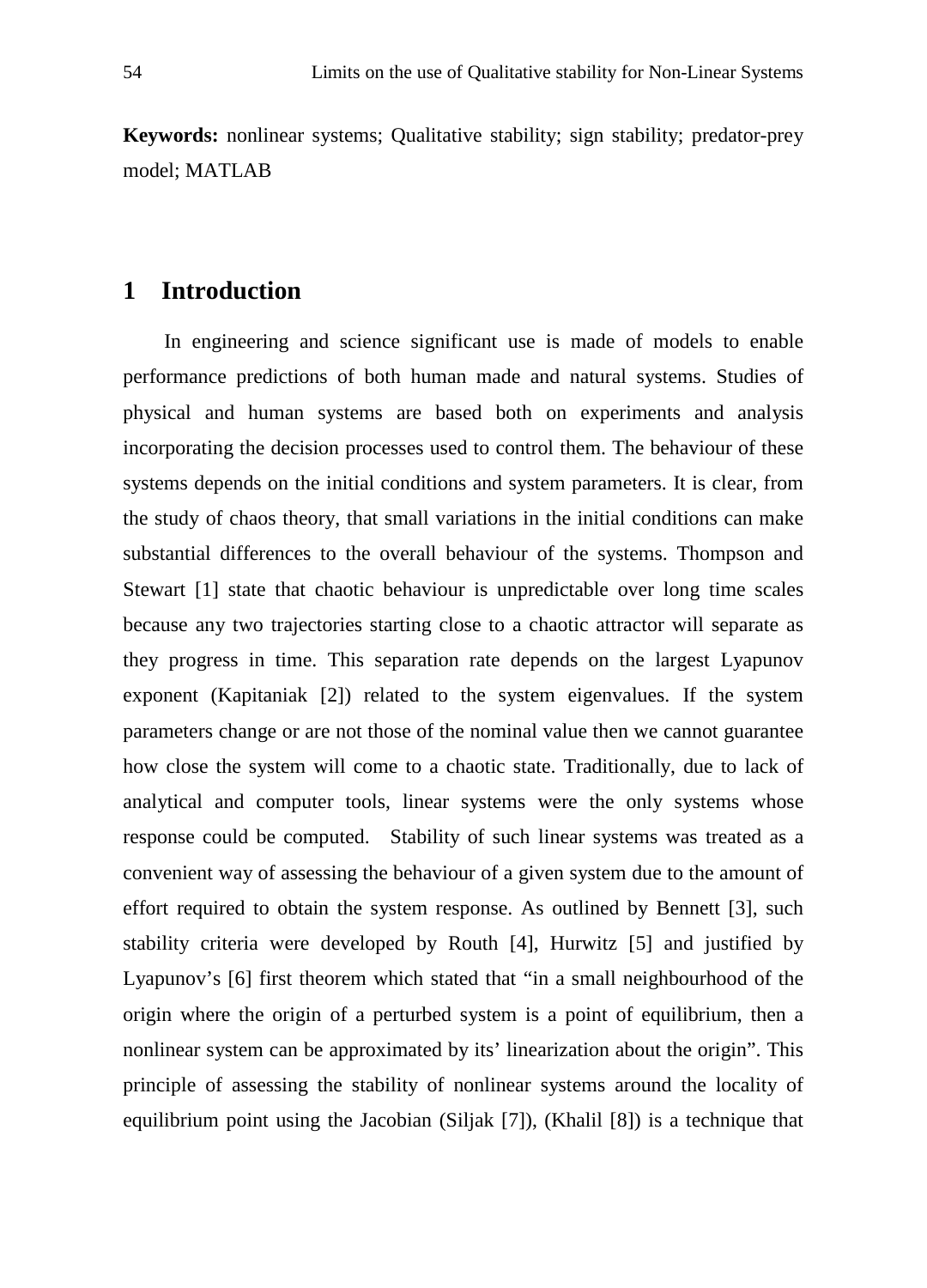**Keywords:** nonlinear systems; Qualitative stability; sign stability; predator-prey model; MATLAB

# 1 Introduction

In engineering and science significant use is made of models to enable performance predictions of both human made and natural systems. Studies of physical and human systems are based both on experiments and analysis incorporating the decision processes used to control them. The behaviour of these systems depends on the initial conditions and system parameters. It is clear, from the study of chaos theory, that small variations in the initial conditions can make substantial differences to the overall behaviour of the systems. Thompson and Stewart [1] state that chaotic behaviour is unpredictable over long time scales because any two trajectories starting close to a chaotic attractor will separate as they progress in time. This separation rate depends on the largest Lyapunov exponent (Kapitaniak [2]) related to the system eigenvalues. If the system parameters change or are not those of the nominal value then we cannot guarantee how close the system will come to a chaotic state. Traditionally, due to lack of analytical and computer tools, linear systems were the only systems whose response could be computed. Stability of such linear systems was treated as a convenient way of assessing the behaviour of a given system due to the amount of effort required to obtain the system response. As outlined by Bennett [3], such stability criteria were developed by Routh [4], Hurwitz [5] and justified by Lyapunov's [6] first theorem which stated that "in a small neighbourhood of the origin where the origin of a perturbed system is a point of equilibrium, then a nonlinear system can be approximated by its' linearization about the origin". This principle of assessing the stability of nonlinear systems around the locality of equilibrium point using the Jacobian (Siljak [7]), (Khalil [8]) is a technique that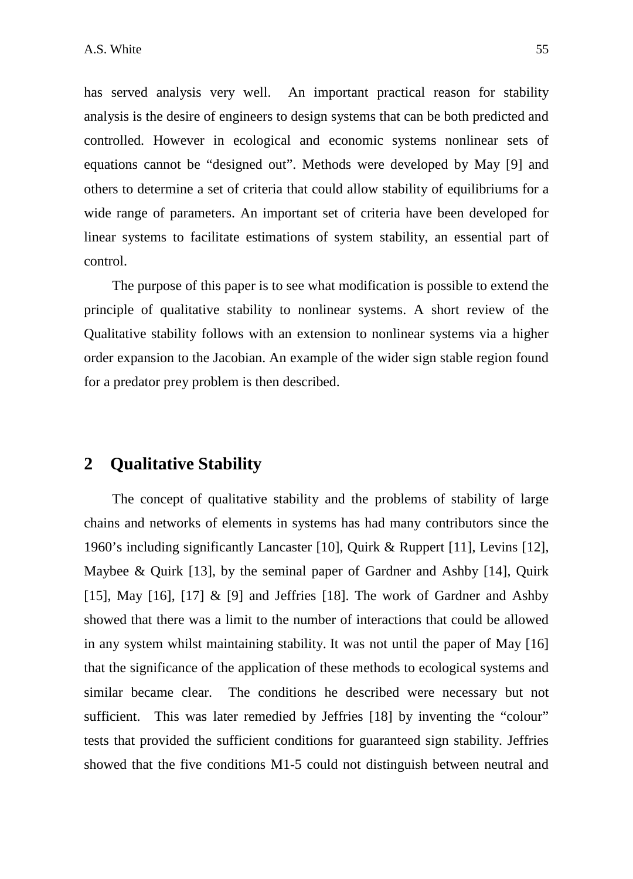has served analysis very well. An important practical reason for stability analysis is the desire of engineers to design systems that can be both predicted and controlled. However in ecological and economic systems nonlinear sets of equations cannot be "designed out". Methods were developed by May [9] and others to determine a set of criteria that could allow stability of equilibriums for a wide range of parameters. An important set of criteria have been developed for linear systems to facilitate estimations of system stability, an essential part of control.

The purpose of this paper is to see what modification is possible to extend the principle of qualitative stability to nonlinear systems. A short review of the Qualitative stability follows with an extension to nonlinear systems via a higher order expansion to the Jacobian. An example of the wider sign stable region found for a predator prey problem is then described.

## 2 Qualitative Stability

The concept of qualitative stability and the problems of stability of large chains and networks of elements in systems has had many contributors since the 1960's including significantly Lancaster [10], Quirk & Ruppert [11], Levins [12], Maybee & Quirk [13], by the seminal paper of Gardner and Ashby [14], Quirk [15], May [16], [17] & [9] and Jeffries [18]. The work of Gardner and Ashby showed that there was a limit to the number of interactions that could be allowed in any system whilst maintaining stability. It was not until the paper of May [16] that the significance of the application of these methods to ecological systems and similar became clear. The conditions he described were necessary but not sufficient. This was later remedied by Jeffries [18] by inventing the "colour" tests that provided the sufficient conditions for guaranteed sign stability. Jeffries showed that the five conditions M1-5 could not distinguish between neutral and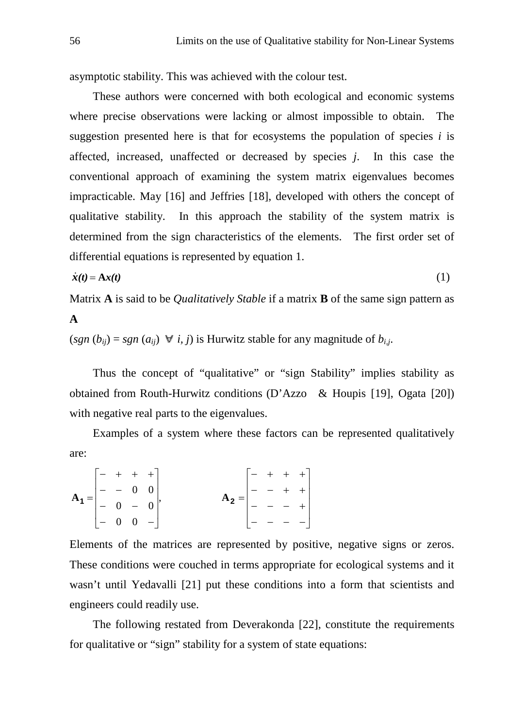asymptotic stability. This was achieved with the colour test.

These authors were concerned with both ecological and economic systems where precise observations were lacking or almost impossible to obtain. The suggestion presented here is that for ecosystems the population of species $i$ is affected, increased, unaffected or decreased by species $j$. In this case the conventional approach of examining the system matrix eigenvalues becomes impracticable. May [16] and Jeffries [18], developed with others the concept of qualitative stability. In this approach the stability of the system matrix is determined from the sign characteristics of the elements. The first order set of differential equations is represented by equation 1.

$$\dot{x}(t) = \mathbf{A}x(t) \tag{1}$$

Matrix **A** is said to be *Qualitatively Stable* if a matrix **B** of the same sign pattern as **A**

($sgn\,(b_{ij}) = sgn\,(a_{ij})\;\; \forall\; i, j$) is Hurwitz stable for any magnitude of $b_{i,j}$.

Thus the concept of "qualitative" or "sign Stability" implies stability as obtained from Routh-Hurwitz conditions (D'Azzo & Houpis [19], Ogata [20]) with negative real parts to the eigenvalues.

Examples of a system where these factors can be represented qualitatively are:

$$\mathbf{A_1} = \begin{bmatrix} - & + & + & + \\ - & - & 0 & 0 \\ - & 0 & - & 0 \\ - & 0 & 0 & - \end{bmatrix}, \qquad \mathbf{A_2} = \begin{bmatrix} - & + & + & + \\ - & - & + & + \\ - & - & - & + \\ - & - & - & - \end{bmatrix}$$

Elements of the matrices are represented by positive, negative signs or zeros. These conditions were couched in terms appropriate for ecological systems and it wasn't until Yedavalli [21] put these conditions into a form that scientists and engineers could readily use.

The following restated from Deverakonda [22], constitute the requirements for qualitative or "sign" stability for a system of state equations: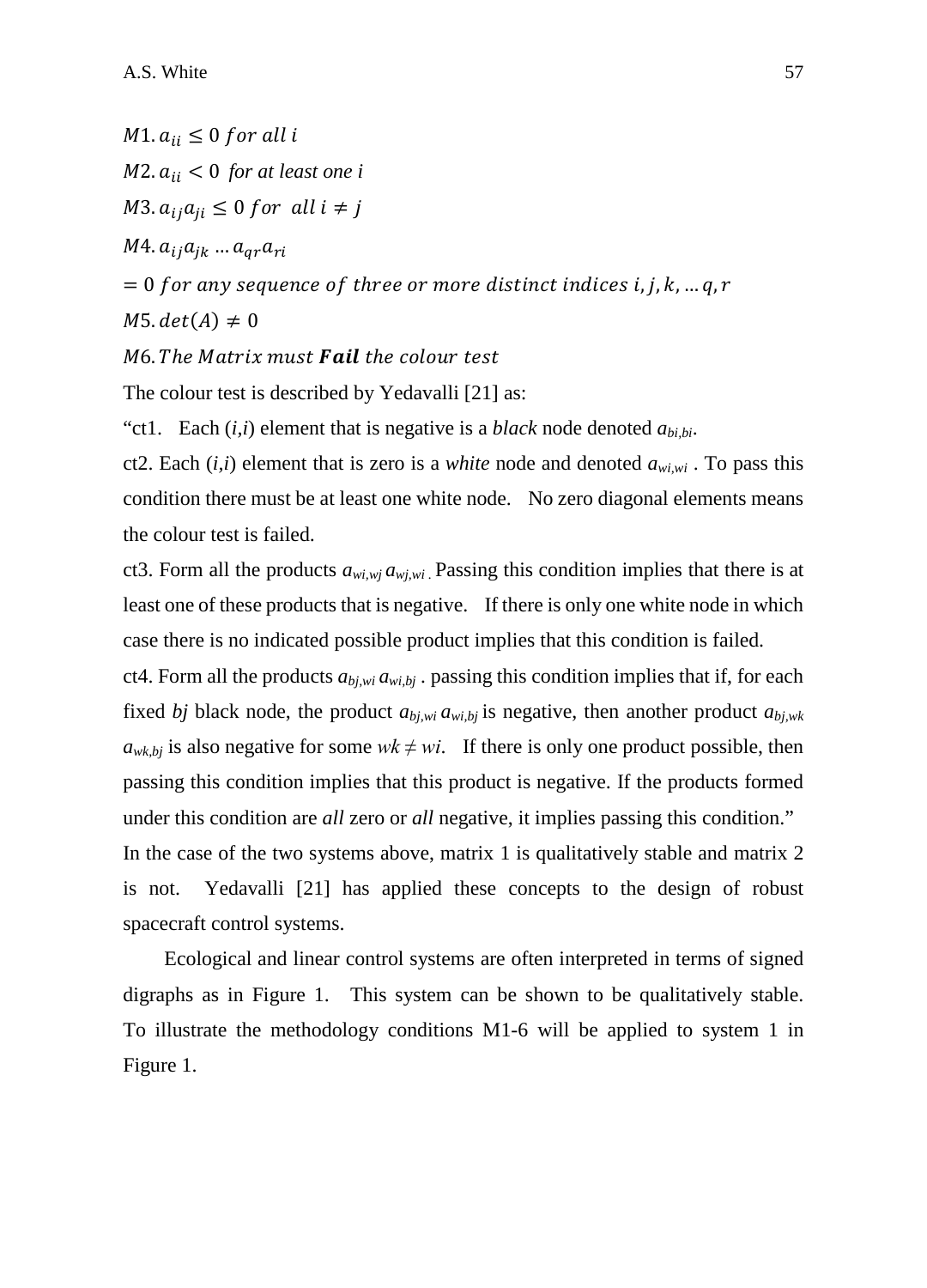$M1.\ a_{ii} \leq 0\ for\ all\ i$

$M2.\ a_{ii} < 0$ *for at least one i*

$M3.\ a_{ij}a_{ji} \leq 0\ for\ \ all\ i \neq j$

$M4.\ a_{ij}a_{jk} \ldots a_{qr}a_{ri}$

$= 0\ for\ any\ sequence\ of\ three\ or\ more\ distinct\ indices\ i, j, k, \ldots q, r$

$M5.\ det(A) \neq 0$

$M6.\ The\ Matrix\ must\ \boldsymbol{Fail}\ the\ colour\ test$

The colour test is described by Yedavalli [21] as:

"ct1. Each $(i,i)$ element that is negative is a *black* node denoted $a_{bi,bi}$.

ct2. Each $(i,i)$ element that is zero is a *white* node and denoted $a_{wi,wi}$. To pass this condition there must be at least one white node. No zero diagonal elements means the colour test is failed.

ct3. Form all the products $a_{wi,wj}\, a_{wj,wi}$. Passing this condition implies that there is at least one of these products that is negative. If there is only one white node in which case there is no indicated possible product implies that this condition is failed.

ct4. Form all the products $a_{bj,wi}\, a_{wi,bj}$. passing this condition implies that if, for each fixed $bj$ black node, the product $a_{bj,wi}\, a_{wi,bj}$ is negative, then another product $a_{bj,wk}\, a_{wk,bj}$ is also negative for some $wk \neq wi$. If there is only one product possible, then passing this condition implies that this product is negative. If the products formed under this condition are *all* zero or *all* negative, it implies passing this condition."

In the case of the two systems above, matrix 1 is qualitatively stable and matrix 2 is not. Yedavalli [21] has applied these concepts to the design of robust spacecraft control systems.

Ecological and linear control systems are often interpreted in terms of signed digraphs as in Figure 1. This system can be shown to be qualitatively stable. To illustrate the methodology conditions M1-6 will be applied to system 1 in Figure 1.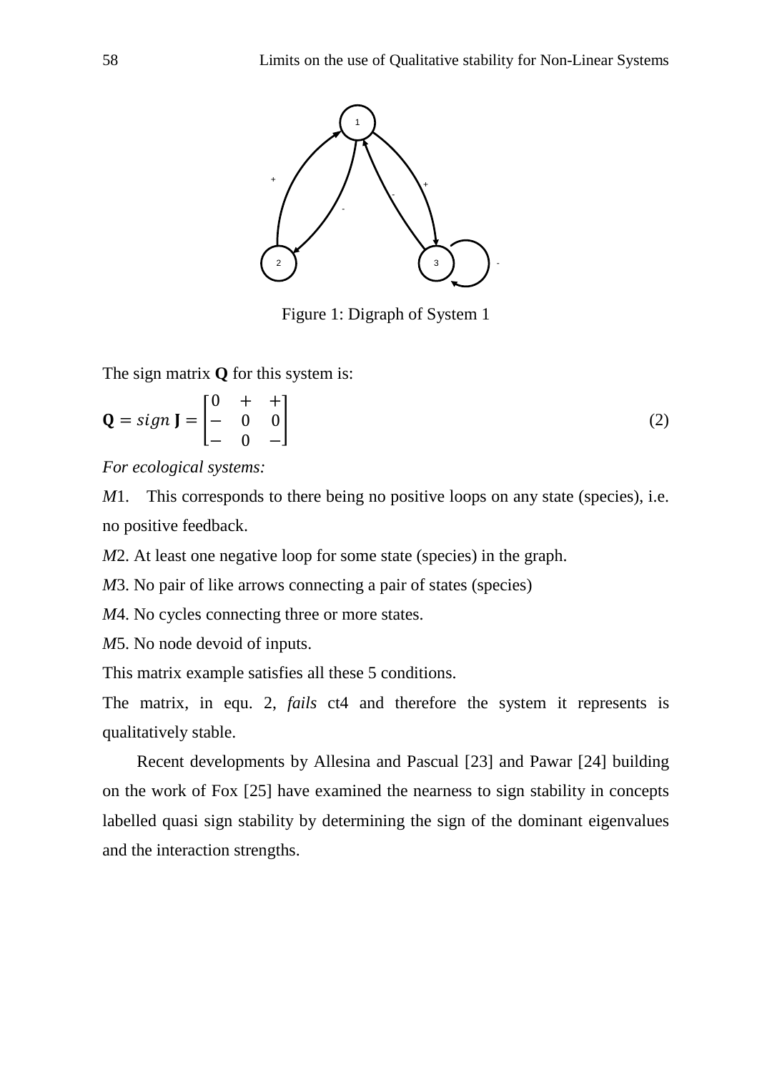Figure 1: Digraph of System 1

The sign matrix **Q** for this system is:

$$\mathbf{Q} = sign\ \mathbf{J} = \begin{bmatrix} 0 & + & + \\ - & 0 & 0 \\ - & 0 & - \end{bmatrix} \tag{2}$$

*For ecological systems:*

*M*1. This corresponds to there being no positive loops on any state (species), i.e. no positive feedback.

*M*2. At least one negative loop for some state (species) in the graph.

*M*3. No pair of like arrows connecting a pair of states (species)

*M*4. No cycles connecting three or more states.

*M*5. No node devoid of inputs.

This matrix example satisfies all these 5 conditions.

The matrix, in equ. 2, *fails* ct4 and therefore the system it represents is qualitatively stable.

Recent developments by Allesina and Pascual [23] and Pawar [24] building on the work of Fox [25] have examined the nearness to sign stability in concepts labelled quasi sign stability by determining the sign of the dominant eigenvalues and the interaction strengths.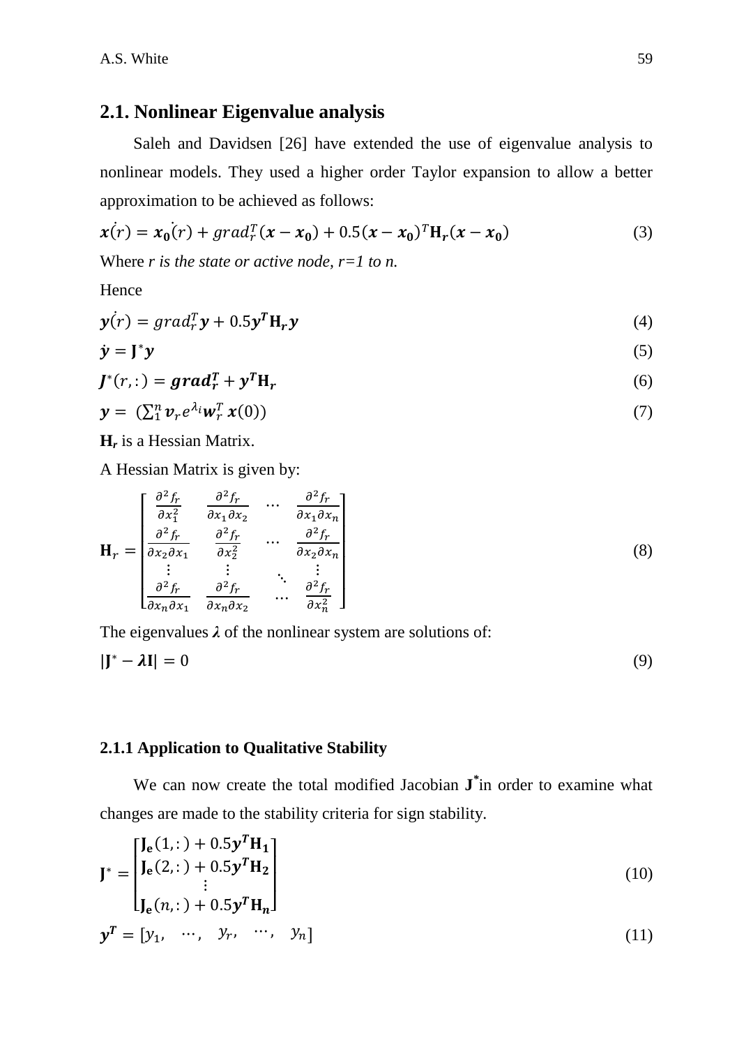## 2.1. Nonlinear Eigenvalue analysis

Saleh and Davidsen [26] have extended the use of eigenvalue analysis to nonlinear models. They used a higher order Taylor expansion to allow a better approximation to be achieved as follows:

$$\dot{\boldsymbol{x}(r)} = \dot{\boldsymbol{x_0}(r)} + grad_r^T(\boldsymbol{x} - \boldsymbol{x_0}) + 0.5(\boldsymbol{x} - \boldsymbol{x_0})^T\mathbf{H}_r(\boldsymbol{x} - \boldsymbol{x_0}) \tag{3}$$

Where *r is the state or active node, r=1 to n.*

Hence

$$\dot{\boldsymbol{y}(r)} = grad_r^T\boldsymbol{y} + 0.5\boldsymbol{y}^T\mathbf{H}_r\boldsymbol{y} \tag{4}$$

$$\dot{\boldsymbol{y}} = \mathbf{J}^*\boldsymbol{y} \tag{5}$$

$$\boldsymbol{J}^*(r,:) = \boldsymbol{grad_r^T} + \boldsymbol{y}^T\mathbf{H}_r \tag{6}$$

$$\boldsymbol{y} = \left(\sum_1^n \boldsymbol{v}_r e^{\lambda_i}\boldsymbol{w}_r^T\,\boldsymbol{x}(0)\right) \tag{7}$$

$\mathbf{H}_r$ is a Hessian Matrix.

A Hessian Matrix is given by:

$$\mathbf{H}_r = \begin{bmatrix} \frac{\partial^2 f_r}{\partial x_1^2} & \frac{\partial^2 f_r}{\partial x_1 \partial x_2} & \cdots & \frac{\partial^2 f_r}{\partial x_1 \partial x_n} \\ \frac{\partial^2 f_r}{\partial x_2 \partial x_1} & \frac{\partial^2 f_r}{\partial x_2^2} & \cdots & \frac{\partial^2 f_r}{\partial x_2 \partial x_n} \\ \vdots & \vdots & \ddots & \vdots \\ \frac{\partial^2 f_r}{\partial x_n \partial x_1} & \frac{\partial^2 f_r}{\partial x_n \partial x_2} & \cdots & \frac{\partial^2 f_r}{\partial x_n^2} \end{bmatrix} \tag{8}$$

The eigenvalues $\boldsymbol{\lambda}$ of the nonlinear system are solutions of:

$$|\mathbf{J}^* - \boldsymbol{\lambda}\mathbf{I}| = 0 \tag{9}$$

### 2.1.1 Application to Qualitative Stability

We can now create the total modified Jacobian $\mathbf{J}^*$ in order to examine what changes are made to the stability criteria for sign stability.

$$\mathbf{J}^* = \begin{bmatrix} \mathbf{J_e}(1,:) + 0.5\boldsymbol{y}^T\mathbf{H_1} \\ \mathbf{J_e}(2,:) + 0.5\boldsymbol{y}^T\mathbf{H_2} \\ \vdots \\ \mathbf{J_e}(n,:) + 0.5\boldsymbol{y}^T\mathbf{H_n} \end{bmatrix} \tag{10}$$

$$\boldsymbol{y}^T = [y_1, \quad \cdots, \quad y_r, \quad \cdots, \quad y_n] \tag{11}$$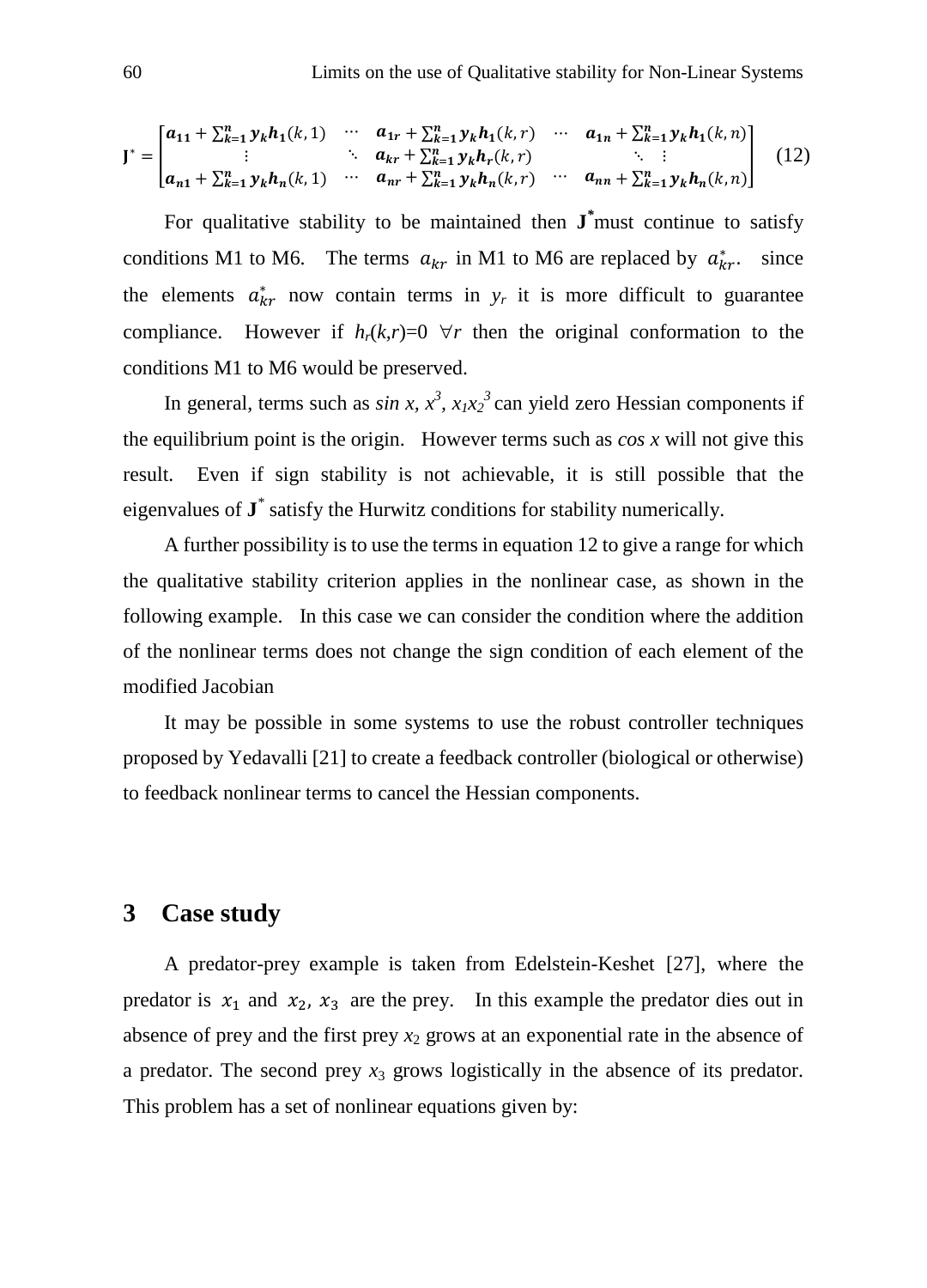$$\mathbf{J}^* = \begin{bmatrix} \boldsymbol{a_{11}} + \sum_{k=1}^{n} \boldsymbol{y_k h_1}(k,1) & \cdots & \boldsymbol{a_{1r}} + \sum_{k=1}^{n} \boldsymbol{y_k h_1}(k,r) & \cdots & \boldsymbol{a_{1n}} + \sum_{k=1}^{n} \boldsymbol{y_k h_1}(k,n) \\ \vdots & \ddots & \boldsymbol{a_{kr}} + \sum_{k=1}^{n} \boldsymbol{y_k h_r}(k,r) & & \ddots \ \vdots \\ \boldsymbol{a_{n1}} + \sum_{k=1}^{n} \boldsymbol{y_k h_n}(k,1) & \cdots & \boldsymbol{a_{nr}} + \sum_{k=1}^{n} \boldsymbol{y_k h_n}(k,r) & \cdots & \boldsymbol{a_{nn}} + \sum_{k=1}^{n} \boldsymbol{y_k h_n}(k,n) \end{bmatrix} \quad (12)$$

For qualitative stability to be maintained then $\mathbf{J}^*$ must continue to satisfy conditions M1 to M6. The terms $a_{kr}$ in M1 to M6 are replaced by $a_{kr}^*$. since the elements $a_{kr}^*$ now contain terms in $y_r$ it is more difficult to guarantee compliance. However if $h_r(k,r)=0 \ \forall r$ then the original conformation to the conditions M1 to M6 would be preserved.

In general, terms such as $\sin x$, $x^3$, $x_1 x_2^3$ can yield zero Hessian components if the equilibrium point is the origin. However terms such as $\cos x$ will not give this result. Even if sign stability is not achievable, it is still possible that the eigenvalues of $\mathbf{J}^*$ satisfy the Hurwitz conditions for stability numerically.

A further possibility is to use the terms in equation 12 to give a range for which the qualitative stability criterion applies in the nonlinear case, as shown in the following example. In this case we can consider the condition where the addition of the nonlinear terms does not change the sign condition of each element of the modified Jacobian

It may be possible in some systems to use the robust controller techniques proposed by Yedavalli [21] to create a feedback controller (biological or otherwise) to feedback nonlinear terms to cancel the Hessian components.

## 3 Case study

A predator-prey example is taken from Edelstein-Keshet [27], where the predator is $x_1$ and $x_2$, $x_3$ are the prey. In this example the predator dies out in absence of prey and the first prey $x_2$ grows at an exponential rate in the absence of a predator. The second prey $x_3$ grows logistically in the absence of its predator. This problem has a set of nonlinear equations given by: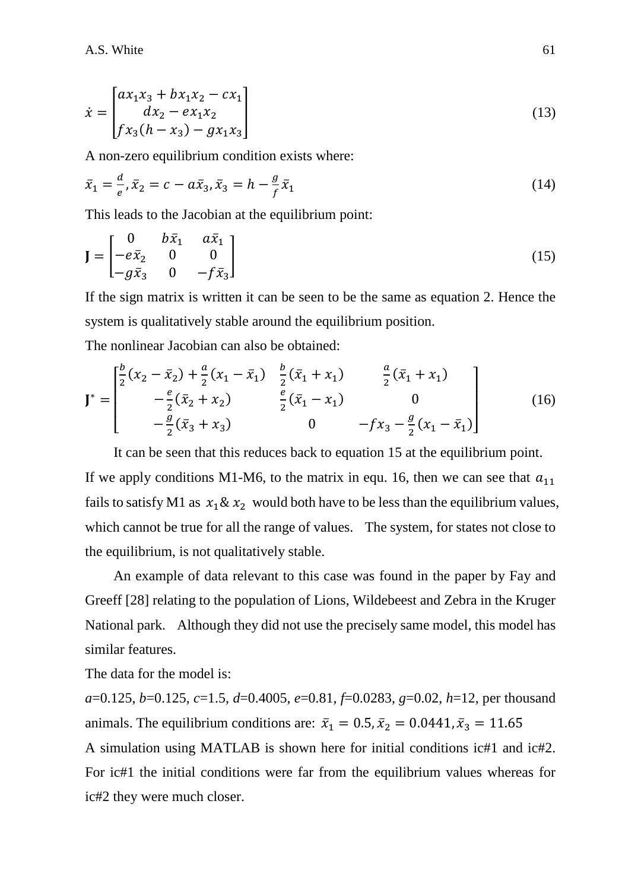$$\dot{x} = \begin{bmatrix} ax_1x_3 + bx_1x_2 - cx_1 \\ dx_2 - ex_1x_2 \\ fx_3(h - x_3) - gx_1x_3 \end{bmatrix} \tag{13}$$

A non-zero equilibrium condition exists where:

$$\bar{x}_1 = \frac{d}{e}, \bar{x}_2 = c - a\bar{x}_3, \bar{x}_3 = h - \frac{g}{f}\bar{x}_1 \tag{14}$$

This leads to the Jacobian at the equilibrium point:

$$\mathbf{J} = \begin{bmatrix} 0 & b\bar{x}_1 & a\bar{x}_1 \\ -e\bar{x}_2 & 0 & 0 \\ -g\bar{x}_3 & 0 & -f\bar{x}_3 \end{bmatrix} \tag{15}$$

If the sign matrix is written it can be seen to be the same as equation 2. Hence the system is qualitatively stable around the equilibrium position.

The nonlinear Jacobian can also be obtained:

$$\mathbf{J}^* = \begin{bmatrix} \frac{b}{2}(x_2 - \bar{x}_2) + \frac{a}{2}(x_1 - \bar{x}_1) & \frac{b}{2}(\bar{x}_1 + x_1) & \frac{a}{2}(\bar{x}_1 + x_1) \\ -\frac{e}{2}(\bar{x}_2 + x_2) & \frac{e}{2}(\bar{x}_1 - x_1) & 0 \\ -\frac{g}{2}(\bar{x}_3 + x_3) & 0 & -fx_3 - \frac{g}{2}(x_1 - \bar{x}_1) \end{bmatrix} \tag{16}$$

It can be seen that this reduces back to equation 15 at the equilibrium point. If we apply conditions M1-M6, to the matrix in equ. 16, then we can see that $a_{11}$ fails to satisfy M1 as $x_1$ & $x_2$ would both have to be less than the equilibrium values, which cannot be true for all the range of values. The system, for states not close to the equilibrium, is not qualitatively stable.

An example of data relevant to this case was found in the paper by Fay and Greeff [28] relating to the population of Lions, Wildebeest and Zebra in the Kruger National park. Although they did not use the precisely same model, this model has similar features.

The data for the model is:

$a$=0.125, $b$=0.125, $c$=1.5, $d$=0.4005, $e$=0.81, $f$=0.0283, $g$=0.02, $h$=12, per thousand animals. The equilibrium conditions are: $\bar{x}_1 = 0.5, \bar{x}_2 = 0.0441, \bar{x}_3 = 11.65$

A simulation using MATLAB is shown here for initial conditions ic#1 and ic#2. For ic#1 the initial conditions were far from the equilibrium values whereas for ic#2 they were much closer.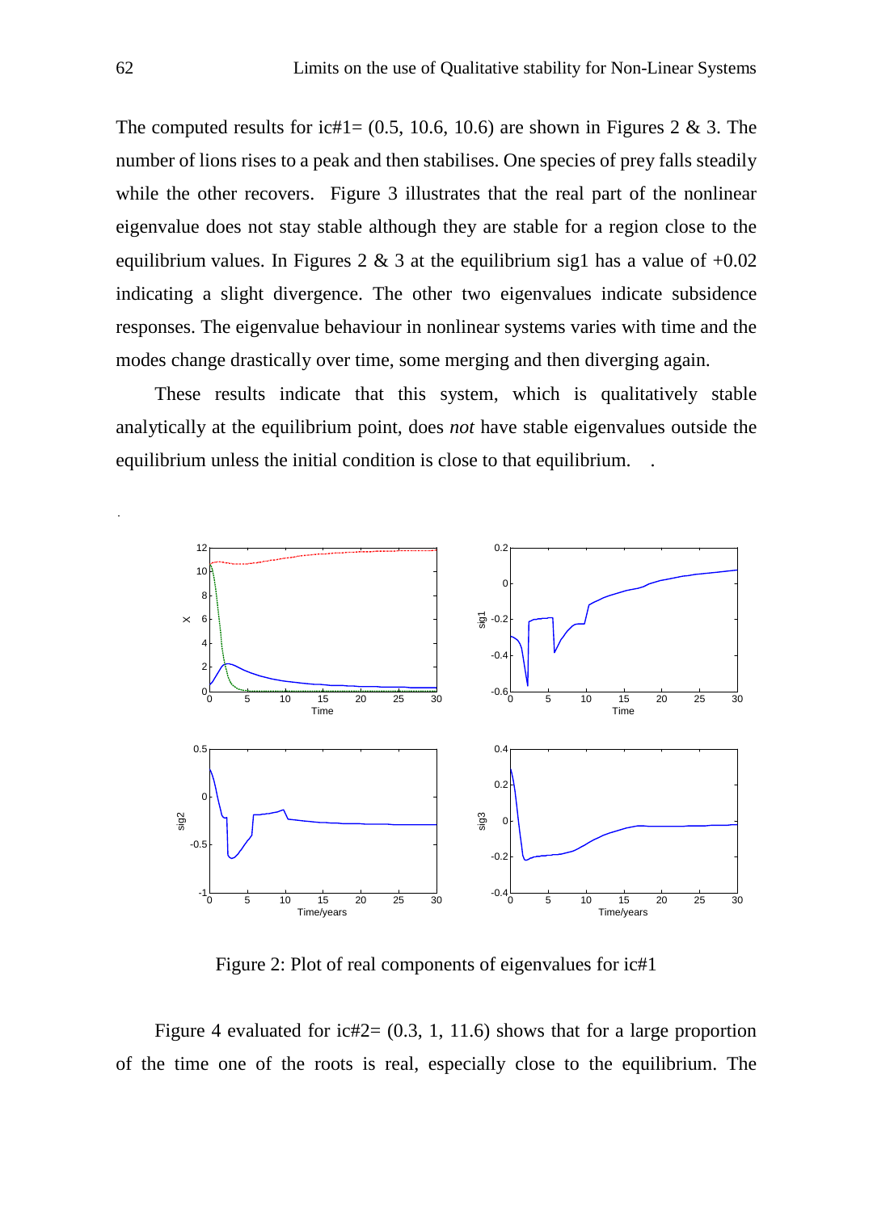The computed results for ic#1= (0.5, 10.6, 10.6) are shown in Figures 2 & 3. The number of lions rises to a peak and then stabilises. One species of prey falls steadily while the other recovers. Figure 3 illustrates that the real part of the nonlinear eigenvalue does not stay stable although they are stable for a region close to the equilibrium values. In Figures 2 & 3 at the equilibrium sig1 has a value of +0.02 indicating a slight divergence. The other two eigenvalues indicate subsidence responses. The eigenvalue behaviour in nonlinear systems varies with time and the modes change drastically over time, some merging and then diverging again.

These results indicate that this system, which is qualitatively stable analytically at the equilibrium point, does *not* have stable eigenvalues outside the equilibrium unless the initial condition is close to that equilibrium.

Figure 2: Plot of real components of eigenvalues for ic#1

Figure 4 evaluated for ic#2= (0.3, 1, 11.6) shows that for a large proportion of the time one of the roots is real, especially close to the equilibrium. The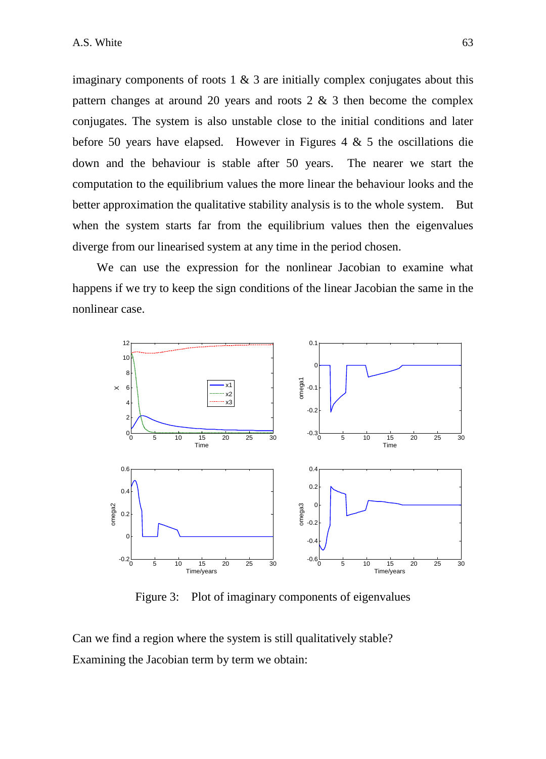imaginary components of roots 1 & 3 are initially complex conjugates about this pattern changes at around 20 years and roots 2 & 3 then become the complex conjugates. The system is also unstable close to the initial conditions and later before 50 years have elapsed. However in Figures 4 & 5 the oscillations die down and the behaviour is stable after 50 years. The nearer we start the computation to the equilibrium values the more linear the behaviour looks and the better approximation the qualitative stability analysis is to the whole system. But when the system starts far from the equilibrium values then the eigenvalues diverge from our linearised system at any time in the period chosen.

We can use the expression for the nonlinear Jacobian to examine what happens if we try to keep the sign conditions of the linear Jacobian the same in the nonlinear case.

Figure 3: Plot of imaginary components of eigenvalues

Can we find a region where the system is still qualitatively stable?

Examining the Jacobian term by term we obtain: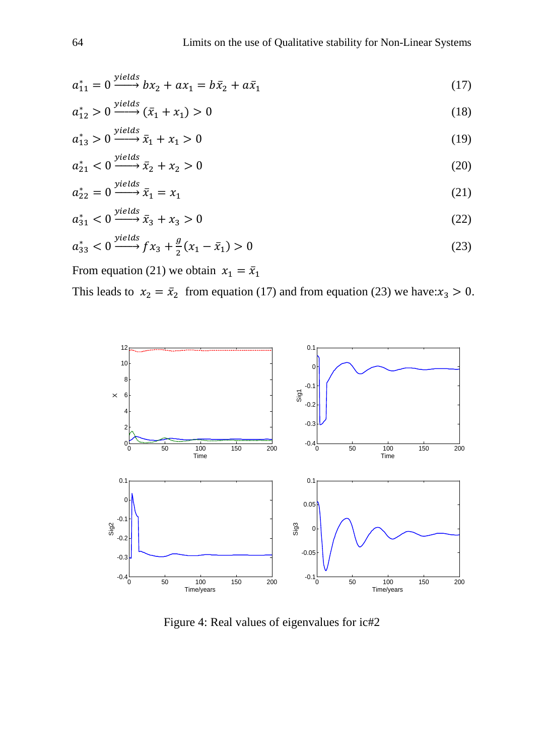$$a_{11}^{*} = 0 \xrightarrow{yields} bx_2 + ax_1 = b\bar{x}_2 + a\bar{x}_1 \tag{17}$$

$$a_{12}^{*} > 0 \xrightarrow{yields} (\bar{x}_1 + x_1) > 0 \tag{18}$$

$$a_{13}^{*} > 0 \xrightarrow{yields} \bar{x}_1 + x_1 > 0 \tag{19}$$

$$a_{21}^{*} < 0 \xrightarrow{yields} \bar{x}_2 + x_2 > 0 \tag{20}$$

$$a_{22}^{*} = 0 \xrightarrow{yields} \bar{x}_1 = x_1 \tag{21}$$

$$a_{31}^{*} < 0 \xrightarrow{yields} \bar{x}_3 + x_3 > 0 \tag{22}$$

$$a_{33}^{*} < 0 \xrightarrow{yields} fx_3 + \frac{g}{2}(x_1 - \bar{x}_1) > 0 \tag{23}$$

From equation (21) we obtain $x_1 = \bar{x}_1$

This leads to $x_2 = \bar{x}_2$ from equation (17) and from equation (23) we have: $x_3 > 0$.

Figure 4: Real values of eigenvalues for ic#2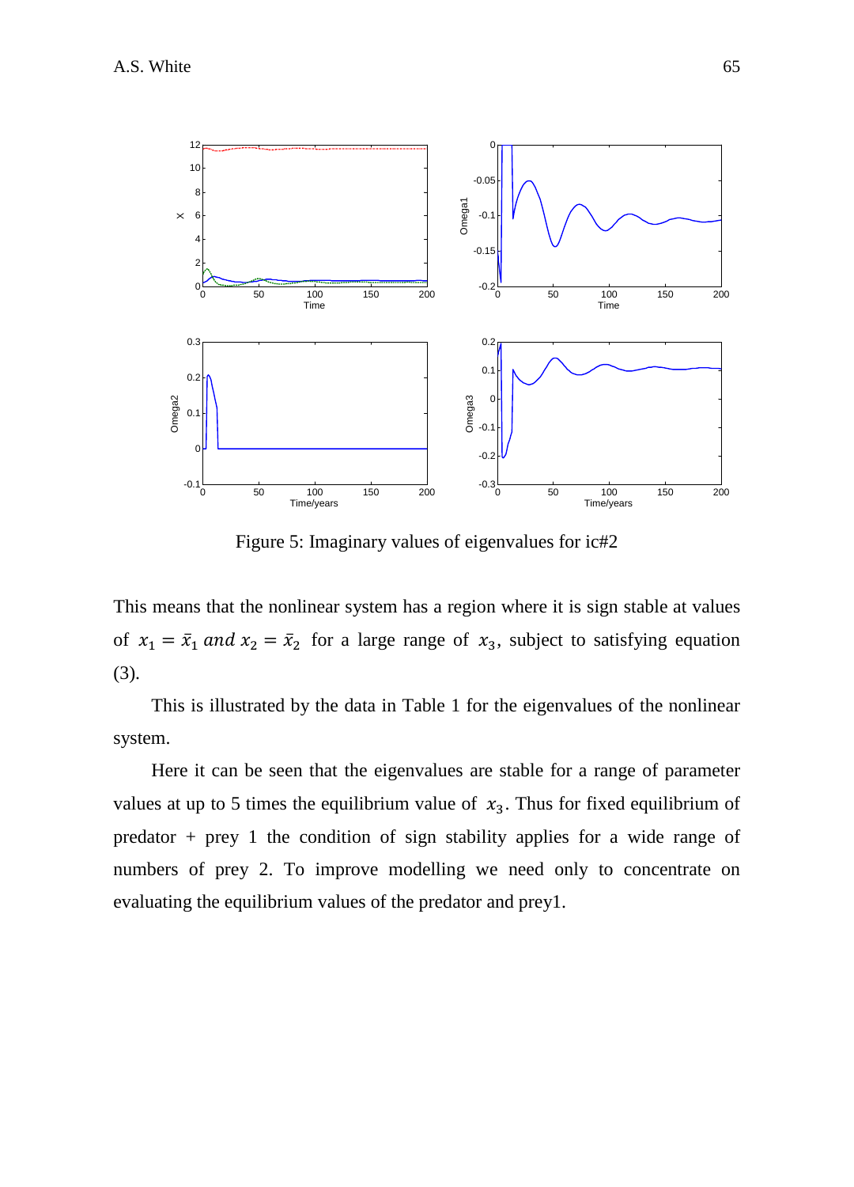Figure 5: Imaginary values of eigenvalues for ic#2

This means that the nonlinear system has a region where it is sign stable at values of $x_1 = \bar{x}_1$ *and* $x_2 = \bar{x}_2$ for a large range of $x_3$, subject to satisfying equation (3).

This is illustrated by the data in Table 1 for the eigenvalues of the nonlinear system.

Here it can be seen that the eigenvalues are stable for a range of parameter values at up to 5 times the equilibrium value of $x_3$. Thus for fixed equilibrium of predator + prey 1 the condition of sign stability applies for a wide range of numbers of prey 2. To improve modelling we need only to concentrate on evaluating the equilibrium values of the predator and prey1.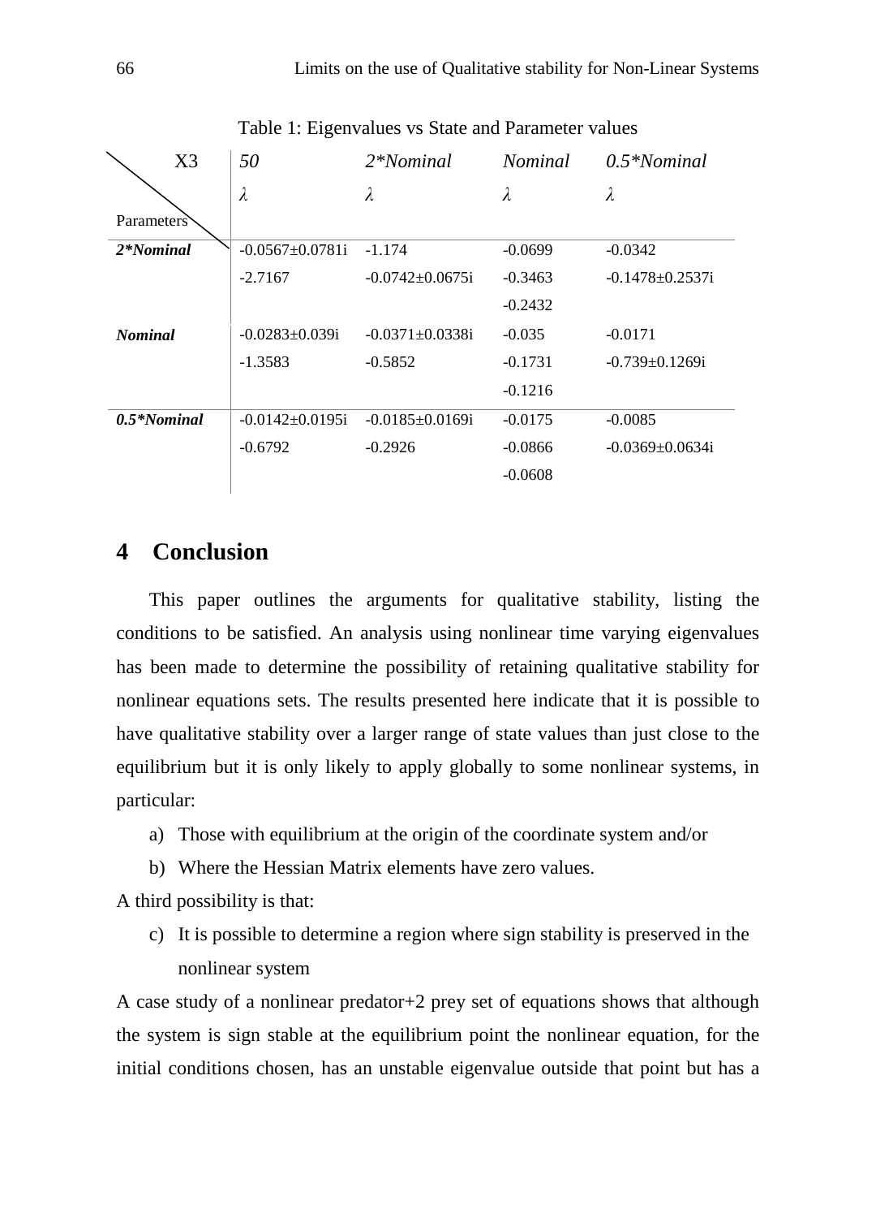Table 1: Eigenvalues vs State and Parameter values

| X3 / Parameters | 50 | 2*Nominal | Nominal | 0.5*Nominal |
|---|---|---|---|---|
| | $\lambda$ | $\lambda$ | $\lambda$ | $\lambda$ |
| ***2*Nominal*** | -0.0567±0.0781i | -1.174 | -0.0699 | -0.0342 |
| | -2.7167 | -0.0742±0.0675i | -0.3463 | -0.1478±0.2537i |
| | | | -0.2432 | |
| ***Nominal*** | -0.0283±0.039i | -0.0371±0.0338i | -0.035 | -0.0171 |
| | -1.3583 | -0.5852 | -0.1731 | -0.739±0.1269i |
| | | | -0.1216 | |
| ***0.5*Nominal*** | -0.0142±0.0195i | -0.0185±0.0169i | -0.0175 | -0.0085 |
| | -0.6792 | -0.2926 | -0.0866 | -0.0369±0.0634i |
| | | | -0.0608 | |

## 4 Conclusion

This paper outlines the arguments for qualitative stability, listing the conditions to be satisfied. An analysis using nonlinear time varying eigenvalues has been made to determine the possibility of retaining qualitative stability for nonlinear equations sets. The results presented here indicate that it is possible to have qualitative stability over a larger range of state values than just close to the equilibrium but it is only likely to apply globally to some nonlinear systems, in particular:

a) Those with equilibrium at the origin of the coordinate system and/or
b) Where the Hessian Matrix elements have zero values.

A third possibility is that:

c) It is possible to determine a region where sign stability is preserved in the nonlinear system

A case study of a nonlinear predator+2 prey set of equations shows that although the system is sign stable at the equilibrium point the nonlinear equation, for the initial conditions chosen, has an unstable eigenvalue outside that point but has a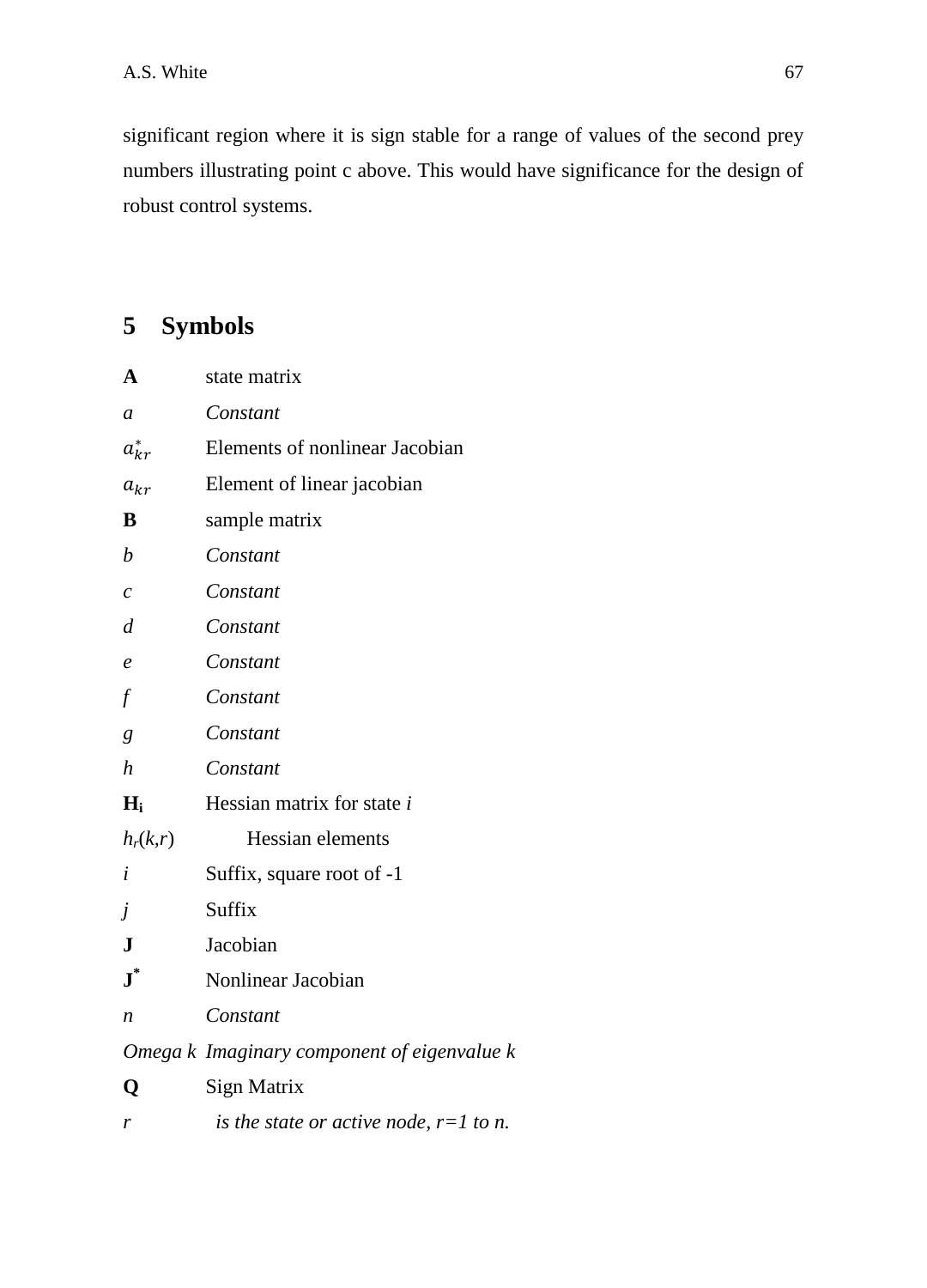significant region where it is sign stable for a range of values of the second prey numbers illustrating point c above. This would have significance for the design of robust control systems.

## 5 Symbols

| | |
|---|---|
| **A** | state matrix |
| $a$ | *Constant* |
| $a_{kr}^{*}$ | Elements of nonlinear Jacobian |
| $a_{kr}$ | Element of linear jacobian |
| **B** | sample matrix |
| $b$ | *Constant* |
| $c$ | *Constant* |
| $d$ | *Constant* |
| $e$ | *Constant* |
| $f$ | *Constant* |
| $g$ | *Constant* |
| $h$ | *Constant* |
| $\mathbf{H_i}$ | Hessian matrix for state *i* |
| $h_r(k,r)$ | Hessian elements |
| $i$ | Suffix, square root of -1 |
| $j$ | Suffix |
| **J** | Jacobian |
| $\mathbf{J}^*$ | Nonlinear Jacobian |
| $n$ | *Constant* |
| *Omega k* | *Imaginary component of eigenvalue k* |
| **Q** | Sign Matrix |
| $r$ | *is the state or active node, r=1 to n.* |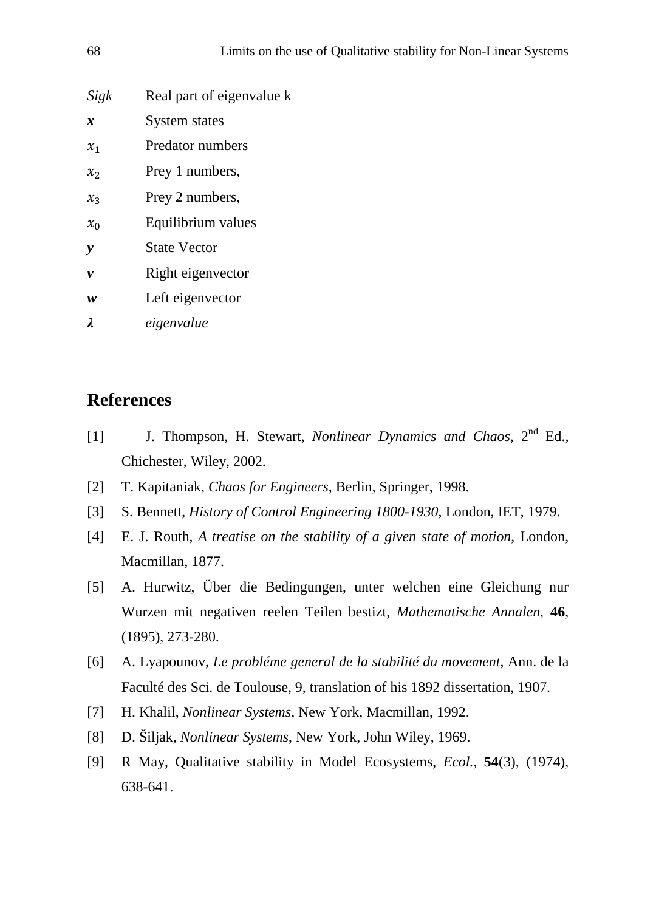| | |
|---|---|
| *Sigk* | Real part of eigenvalue k |
| $\boldsymbol{x}$ | System states |
| $x_1$ | Predator numbers |
| $x_2$ | Prey 1 numbers, |
| $x_3$ | Prey 2 numbers, |
| $x_0$ | Equilibrium values |
| $\boldsymbol{y}$ | State Vector |
| $\boldsymbol{v}$ | Right eigenvector |
| $\boldsymbol{w}$ | Left eigenvector |
| $\boldsymbol{\lambda}$ | *eigenvalue* |

## References

[1] J. Thompson, H. Stewart, *Nonlinear Dynamics and Chaos*, 2nd Ed., Chichester, Wiley, 2002.

[2] T. Kapitaniak, *Chaos for Engineers*, Berlin, Springer, 1998.

[3] S. Bennett, *History of Control Engineering 1800-1930*, London, IET, 1979.

[4] E. J. Routh, *A treatise on the stability of a given state of motion*, London, Macmillan, 1877.

[5] A. Hurwitz, Über die Bedingungen, unter welchen eine Gleichung nur Wurzen mit negativen reelen Teilen bestizt, *Mathematische Annalen*, **46**, (1895), 273-280.

[6] A. Lyapounov, *Le probléme general de la stabilité du movement*, Ann. de la Faculté des Sci. de Toulouse, 9, translation of his 1892 dissertation, 1907.

[7] H. Khalil, *Nonlinear Systems*, New York, Macmillan, 1992.

[8] D. Šiljak, *Nonlinear Systems*, New York, John Wiley, 1969.

[9] R May, Qualitative stability in Model Ecosystems, *Ecol.*, **54**(3), (1974), 638-641.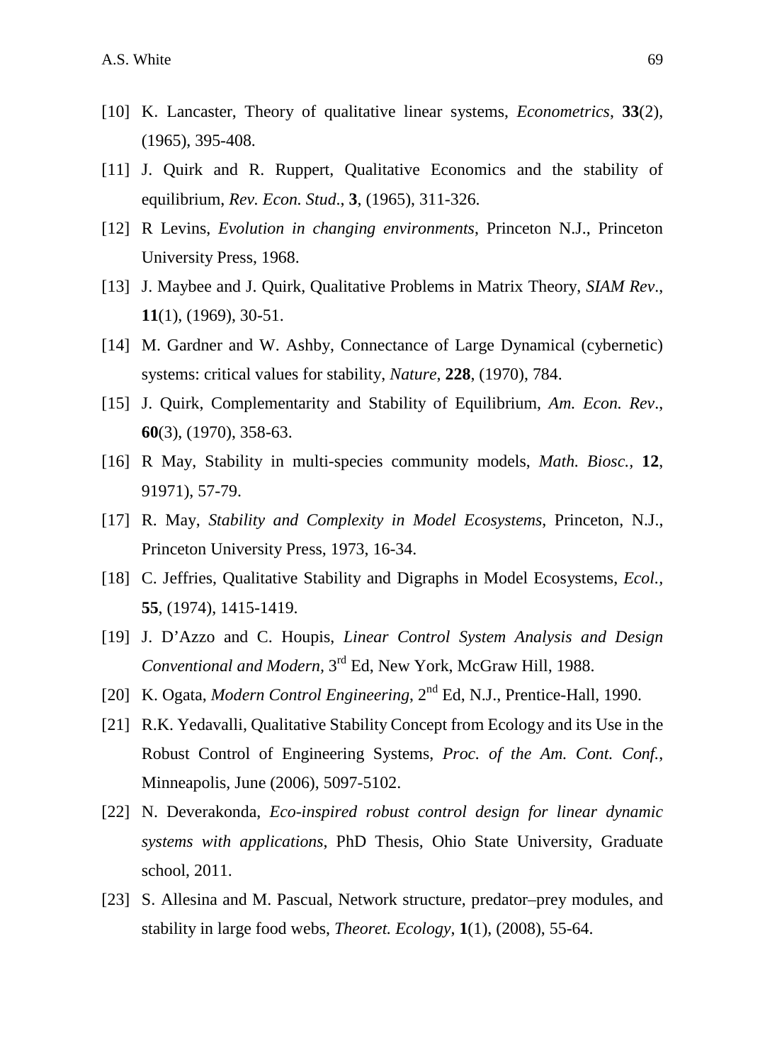[10] K. Lancaster, Theory of qualitative linear systems, *Econometrics*, **33**(2), (1965), 395-408.

[11] J. Quirk and R. Ruppert, Qualitative Economics and the stability of equilibrium, *Rev. Econ. Stud*., **3**, (1965), 311-326.

[12] R Levins, *Evolution in changing environments*, Princeton N.J., Princeton University Press, 1968.

[13] J. Maybee and J. Quirk, Qualitative Problems in Matrix Theory, *SIAM Rev*., **11**(1), (1969), 30-51.

[14] M. Gardner and W. Ashby, Connectance of Large Dynamical (cybernetic) systems: critical values for stability, *Nature*, **228**, (1970), 784.

[15] J. Quirk, Complementarity and Stability of Equilibrium, *Am. Econ. Rev*., **60**(3), (1970), 358-63.

[16] R May, Stability in multi-species community models, *Math. Biosc.*, **12**, 91971), 57-79.

[17] R. May, *Stability and Complexity in Model Ecosystems*, Princeton, N.J., Princeton University Press, 1973, 16-34.

[18] C. Jeffries, Qualitative Stability and Digraphs in Model Ecosystems, *Ecol.*, **55**, (1974), 1415-1419.

[19] J. D'Azzo and C. Houpis, *Linear Control System Analysis and Design Conventional and Modern,* 3rd Ed, New York, McGraw Hill, 1988.

[20] K. Ogata, *Modern Control Engineering*, 2nd Ed, N.J., Prentice-Hall, 1990.

[21] R.K. Yedavalli, Qualitative Stability Concept from Ecology and its Use in the Robust Control of Engineering Systems, *Proc. of the Am. Cont. Conf.*, Minneapolis, June (2006), 5097-5102.

[22] N. Deverakonda, *Eco-inspired robust control design for linear dynamic systems with applications*, PhD Thesis, Ohio State University, Graduate school, 2011.

[23] S. Allesina and M. Pascual, Network structure, predator–prey modules, and stability in large food webs, *Theoret. Ecology*, **1**(1), (2008), 55-64.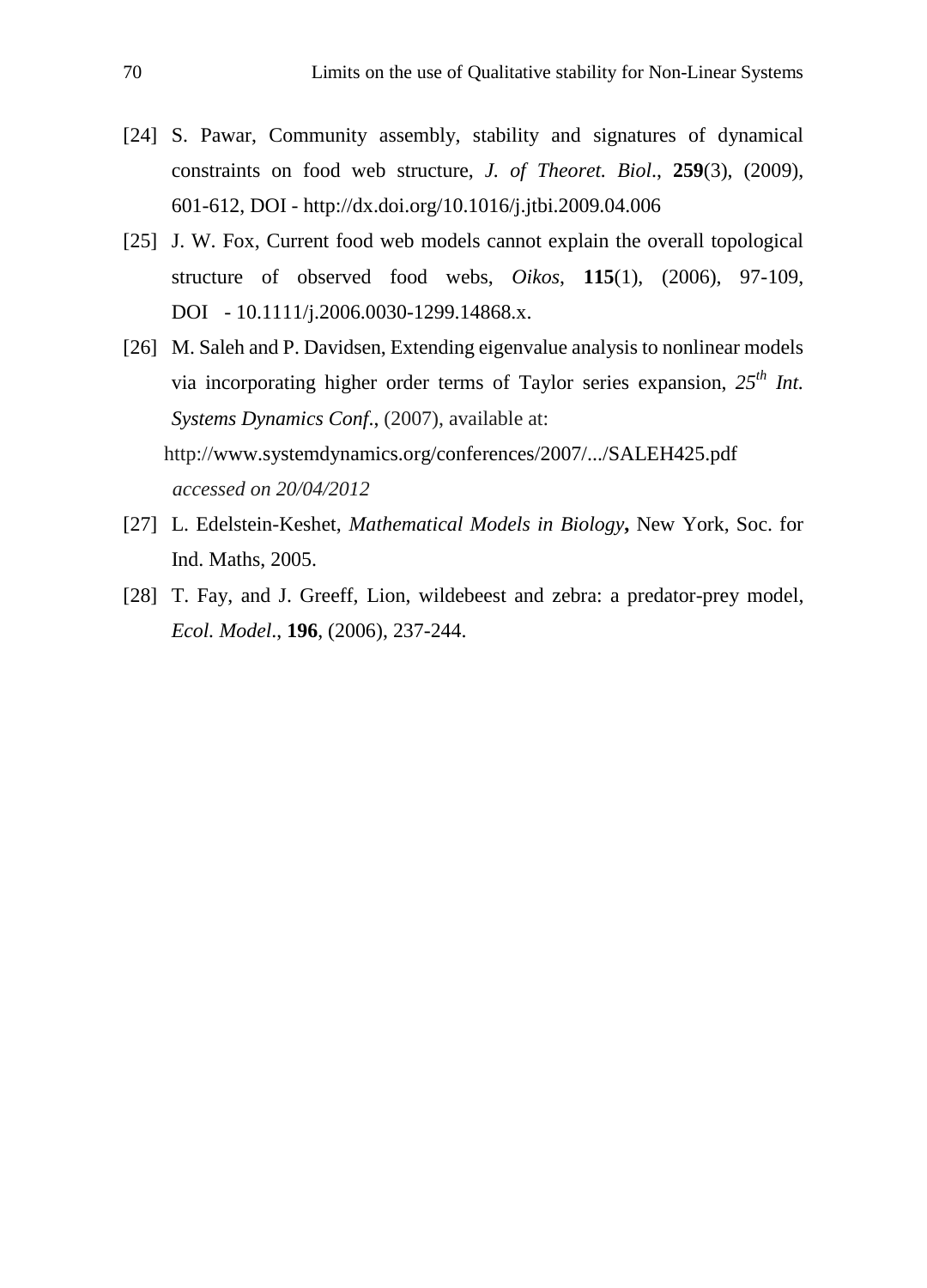[24] S. Pawar, Community assembly, stability and signatures of dynamical constraints on food web structure, *J. of Theoret. Biol*., **259**(3), (2009), 601-612, DOI - http://dx.doi.org/10.1016/j.jtbi.2009.04.006

[25] J. W. Fox, Current food web models cannot explain the overall topological structure of observed food webs, *Oikos*, **115**(1), (2006), 97-109, DOI - 10.1111/j.2006.0030-1299.14868.x.

[26] M. Saleh and P. Davidsen, Extending eigenvalue analysis to nonlinear models via incorporating higher order terms of Taylor series expansion, *25th Int. Systems Dynamics Conf*., (2007), available at: http://www.systemdynamics.org/conferences/2007/.../SALEH425.pdf *accessed on 20/04/2012*

[27] L. Edelstein-Keshet, *Mathematical Models in Biology***,** New York, Soc. for Ind. Maths, 2005.

[28] T. Fay, and J. Greeff, Lion, wildebeest and zebra: a predator-prey model, *Ecol. Model*., **196**, (2006), 237-244.